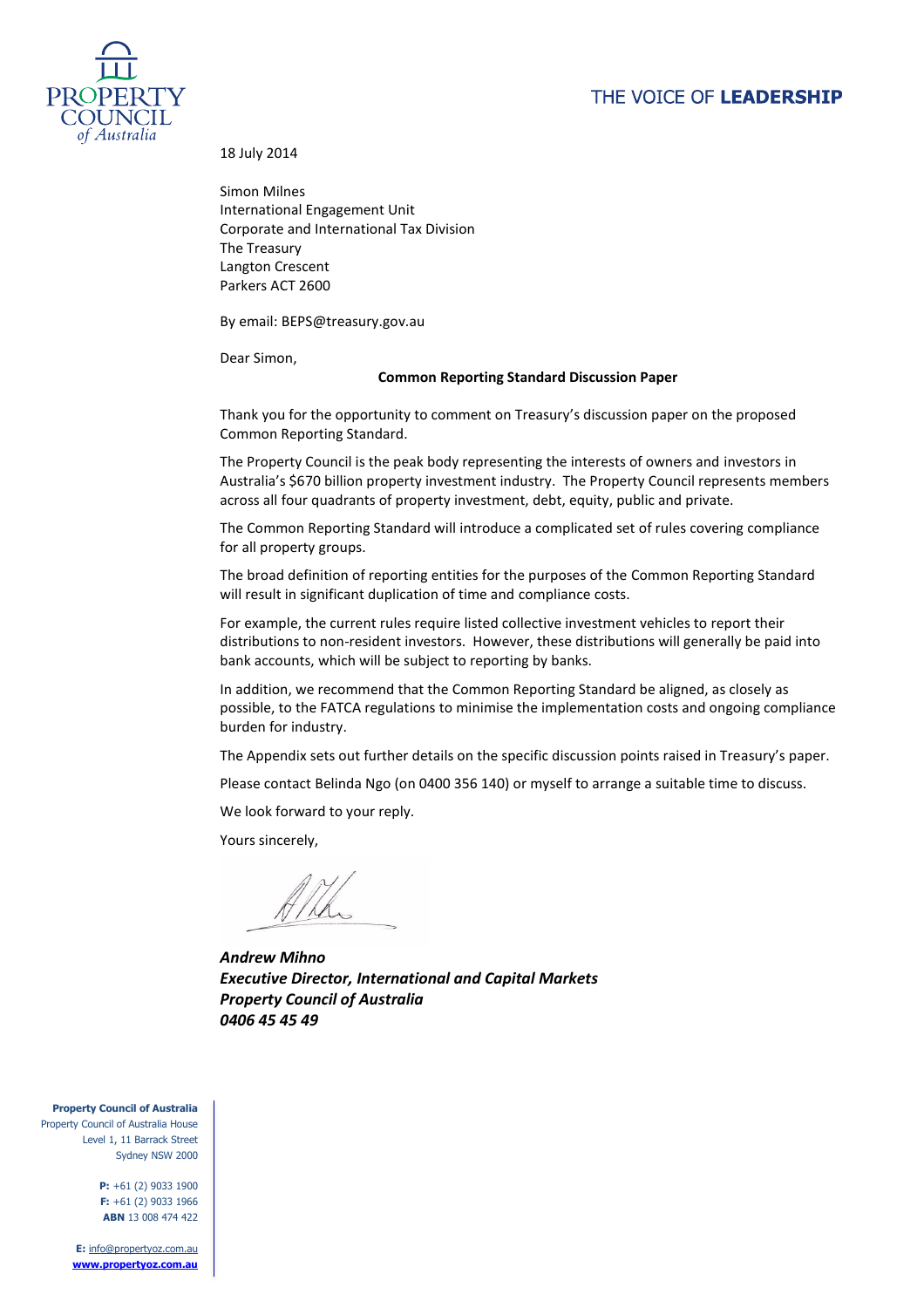THE VOICE OF **LEADERSHIP**

18 July 2014

Simon Milnes
International Engagement Unit
Corporate and International Tax Division
The Treasury
Langton Crescent
Parkers ACT 2600

By email: BEPS@treasury.gov.au

Dear Simon,

**Common Reporting Standard Discussion Paper**

Thank you for the opportunity to comment on Treasury's discussion paper on the proposed Common Reporting Standard.

The Property Council is the peak body representing the interests of owners and investors in Australia's $670 billion property investment industry. The Property Council represents members across all four quadrants of property investment, debt, equity, public and private.

The Common Reporting Standard will introduce a complicated set of rules covering compliance for all property groups.

The broad definition of reporting entities for the purposes of the Common Reporting Standard will result in significant duplication of time and compliance costs.

For example, the current rules require listed collective investment vehicles to report their distributions to non-resident investors. However, these distributions will generally be paid into bank accounts, which will be subject to reporting by banks.

In addition, we recommend that the Common Reporting Standard be aligned, as closely as possible, to the FATCA regulations to minimise the implementation costs and ongoing compliance burden for industry.

The Appendix sets out further details on the specific discussion points raised in Treasury's paper.

Please contact Belinda Ngo (on 0400 356 140) or myself to arrange a suitable time to discuss.

We look forward to your reply.

Yours sincerely,

***Andrew Mihno***
***Executive Director, International and Capital Markets***
***Property Council of Australia***
***0406 45 45 49***

**Property Council of Australia**
Property Council of Australia House
Level 1, 11 Barrack Street
Sydney NSW 2000

**P:** +61 (2) 9033 1900
**F:** +61 (2) 9033 1966
**ABN** 13 008 474 422

**E:** info@propertyoz.com.au
**www.propertyoz.com.au**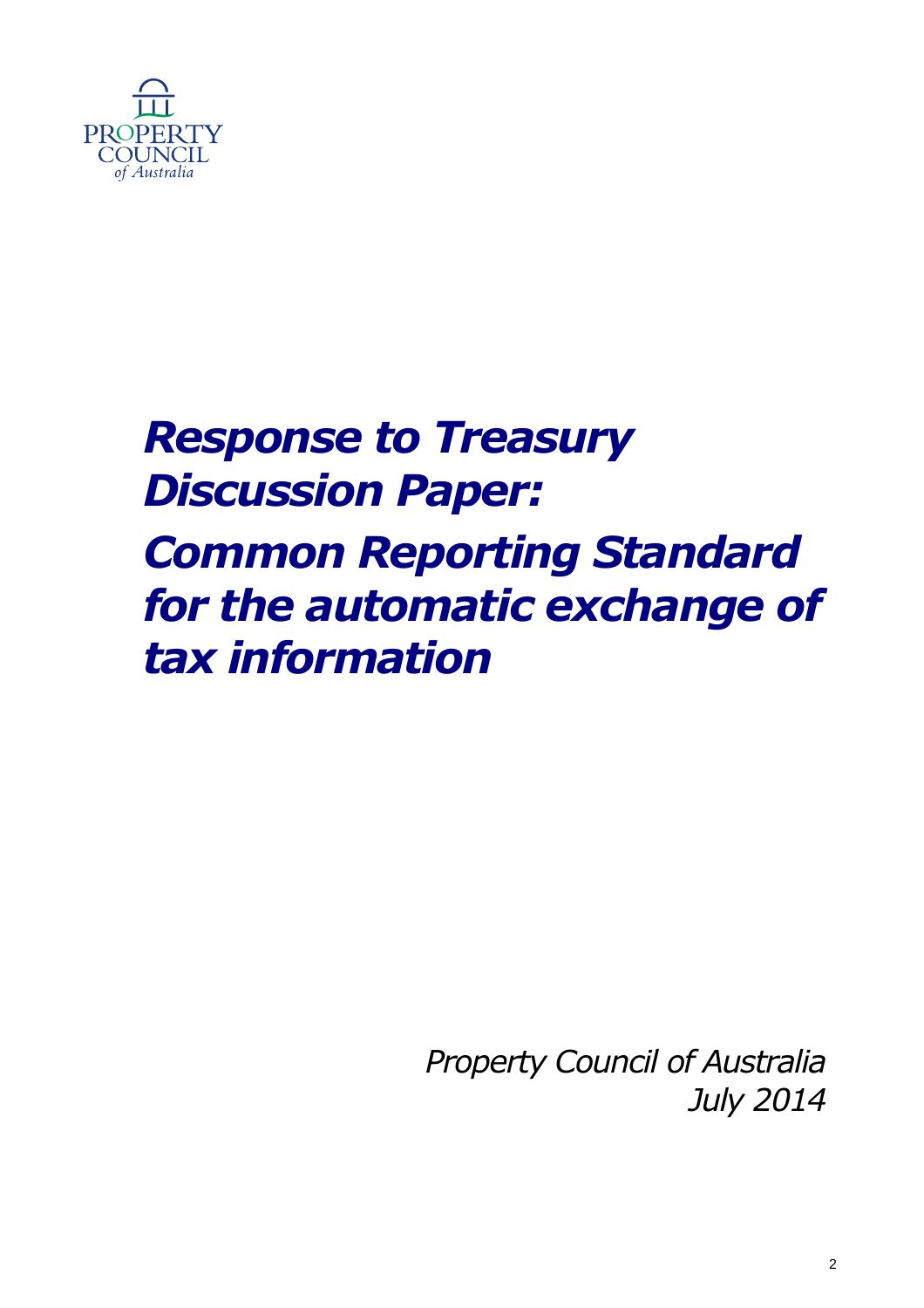PROPERTY COUNCIL *of Australia*

# *Response to Treasury Discussion Paper: Common Reporting Standard for the automatic exchange of tax information*

*Property Council of Australia*
*July 2014*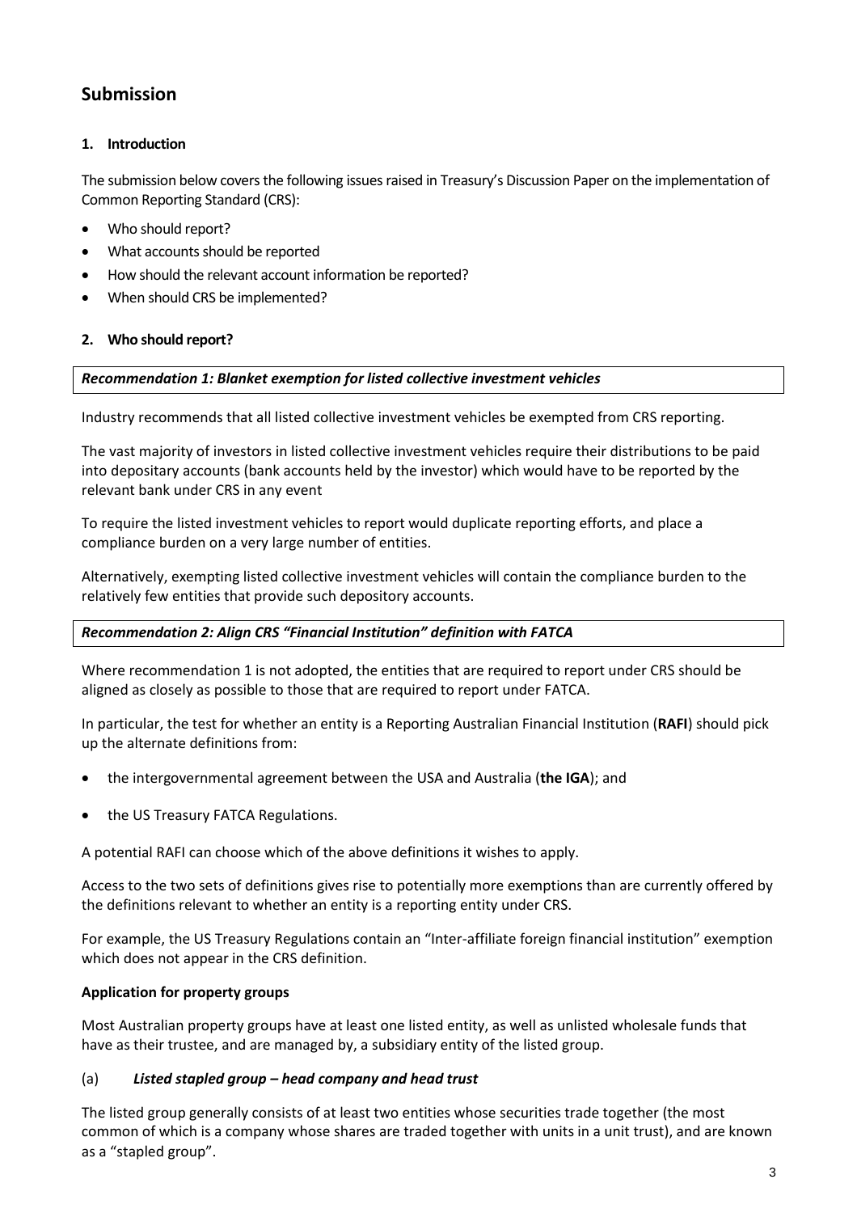## Submission

### 1. Introduction

The submission below covers the following issues raised in Treasury's Discussion Paper on the implementation of Common Reporting Standard (CRS):

- Who should report?
- What accounts should be reported
- How should the relevant account information be reported?
- When should CRS be implemented?

### 2. Who should report?

***Recommendation 1: Blanket exemption for listed collective investment vehicles***

Industry recommends that all listed collective investment vehicles be exempted from CRS reporting.

The vast majority of investors in listed collective investment vehicles require their distributions to be paid into depositary accounts (bank accounts held by the investor) which would have to be reported by the relevant bank under CRS in any event

To require the listed investment vehicles to report would duplicate reporting efforts, and place a compliance burden on a very large number of entities.

Alternatively, exempting listed collective investment vehicles will contain the compliance burden to the relatively few entities that provide such depository accounts.

***Recommendation 2: Align CRS "Financial Institution" definition with FATCA***

Where recommendation 1 is not adopted, the entities that are required to report under CRS should be aligned as closely as possible to those that are required to report under FATCA.

In particular, the test for whether an entity is a Reporting Australian Financial Institution (**RAFI**) should pick up the alternate definitions from:

- the intergovernmental agreement between the USA and Australia (**the IGA**); and
- the US Treasury FATCA Regulations.

A potential RAFI can choose which of the above definitions it wishes to apply.

Access to the two sets of definitions gives rise to potentially more exemptions than are currently offered by the definitions relevant to whether an entity is a reporting entity under CRS.

For example, the US Treasury Regulations contain an "Inter-affiliate foreign financial institution" exemption which does not appear in the CRS definition.

**Application for property groups**

Most Australian property groups have at least one listed entity, as well as unlisted wholesale funds that have as their trustee, and are managed by, a subsidiary entity of the listed group.

(a) ***Listed stapled group – head company and head trust***

The listed group generally consists of at least two entities whose securities trade together (the most common of which is a company whose shares are traded together with units in a unit trust), and are known as a "stapled group".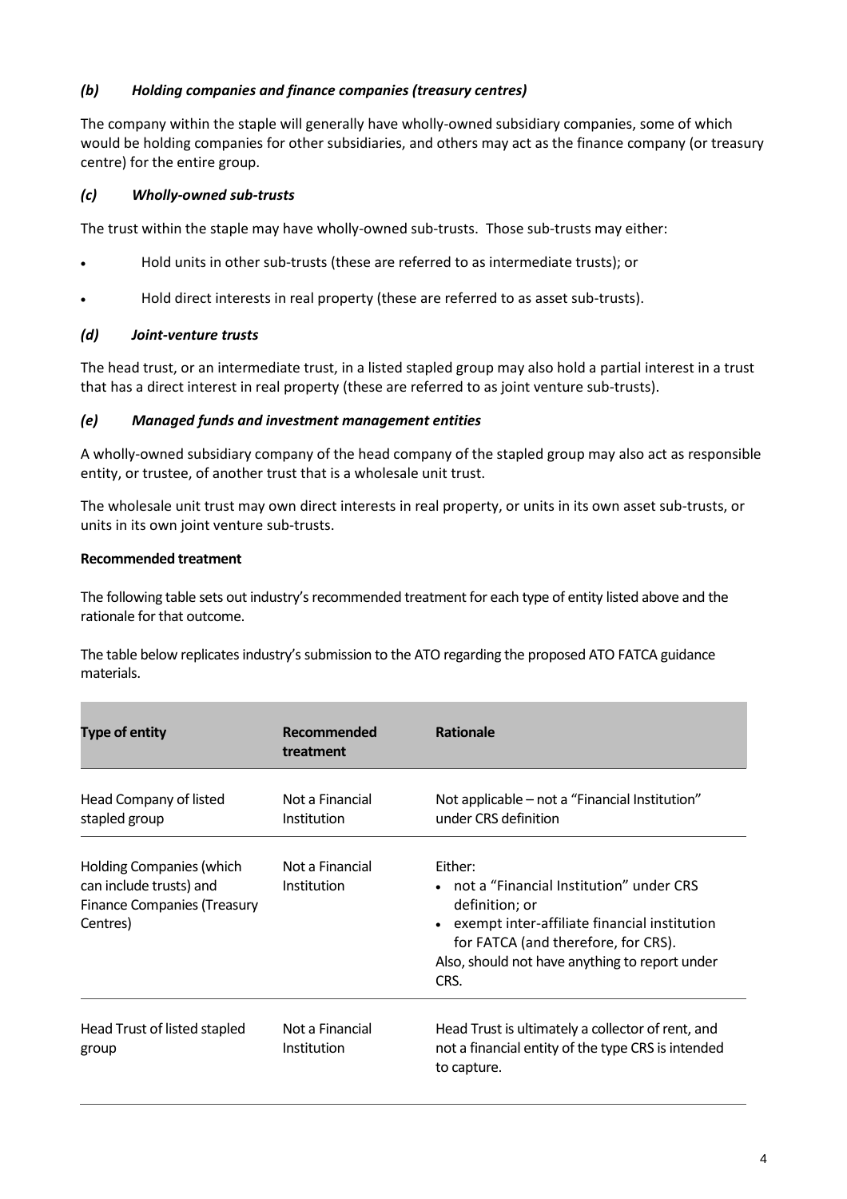### *(b) Holding companies and finance companies (treasury centres)*

The company within the staple will generally have wholly-owned subsidiary companies, some of which would be holding companies for other subsidiaries, and others may act as the finance company (or treasury centre) for the entire group.

### *(c) Wholly-owned sub-trusts*

The trust within the staple may have wholly-owned sub-trusts. Those sub-trusts may either:

- Hold units in other sub-trusts (these are referred to as intermediate trusts); or
- Hold direct interests in real property (these are referred to as asset sub-trusts).

### *(d) Joint-venture trusts*

The head trust, or an intermediate trust, in a listed stapled group may also hold a partial interest in a trust that has a direct interest in real property (these are referred to as joint venture sub-trusts).

### *(e) Managed funds and investment management entities*

A wholly-owned subsidiary company of the head company of the stapled group may also act as responsible entity, or trustee, of another trust that is a wholesale unit trust.

The wholesale unit trust may own direct interests in real property, or units in its own asset sub-trusts, or units in its own joint venture sub-trusts.

**Recommended treatment**

The following table sets out industry's recommended treatment for each type of entity listed above and the rationale for that outcome.

The table below replicates industry's submission to the ATO regarding the proposed ATO FATCA guidance materials.

| Type of entity | Recommended treatment | Rationale |
|---|---|---|
| Head Company of listed stapled group | Not a Financial Institution | Not applicable – not a "Financial Institution" under CRS definition |
| Holding Companies (which can include trusts) and Finance Companies (Treasury Centres) | Not a Financial Institution | Either:<br>• not a "Financial Institution" under CRS definition; or<br>• exempt inter-affiliate financial institution for FATCA (and therefore, for CRS).<br>Also, should not have anything to report under CRS. |
| Head Trust of listed stapled group | Not a Financial Institution | Head Trust is ultimately a collector of rent, and not a financial entity of the type CRS is intended to capture. |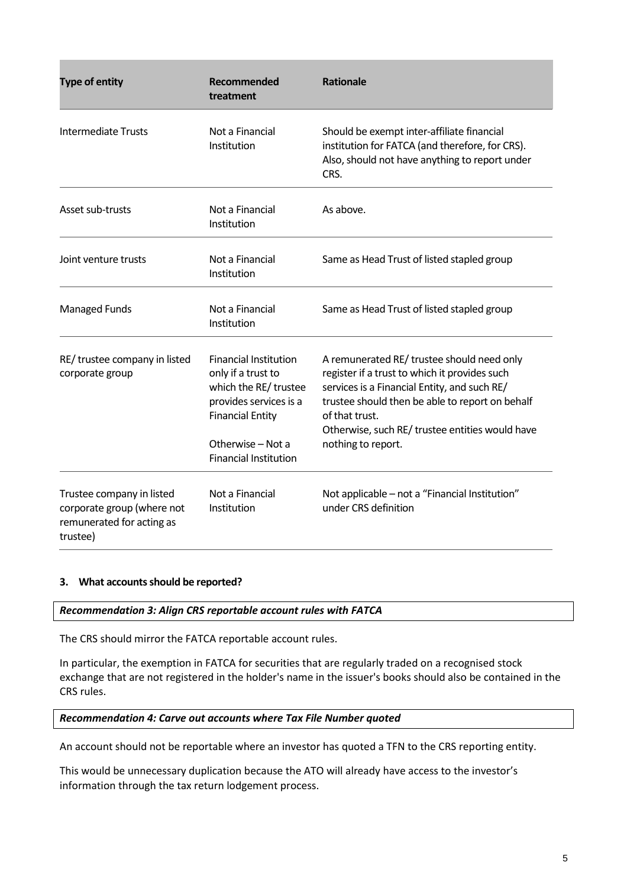| Type of entity | Recommended treatment | Rationale |
|---|---|---|
| Intermediate Trusts | Not a Financial Institution | Should be exempt inter-affiliate financial institution for FATCA (and therefore, for CRS). Also, should not have anything to report under CRS. |
| Asset sub-trusts | Not a Financial Institution | As above. |
| Joint venture trusts | Not a Financial Institution | Same as Head Trust of listed stapled group |
| Managed Funds | Not a Financial Institution | Same as Head Trust of listed stapled group |
| RE/ trustee company in listed corporate group | Financial Institution only if a trust to which the RE/ trustee provides services is a Financial Entity<br><br>Otherwise – Not a Financial Institution | A remunerated RE/ trustee should need only register if a trust to which it provides such services is a Financial Entity, and such RE/ trustee should then be able to report on behalf of that trust.<br>Otherwise, such RE/ trustee entities would have nothing to report. |
| Trustee company in listed corporate group (where not remunerated for acting as trustee) | Not a Financial Institution | Not applicable – not a "Financial Institution" under CRS definition |

### 3. What accounts should be reported?

***Recommendation 3: Align CRS reportable account rules with FATCA***

The CRS should mirror the FATCA reportable account rules.

In particular, the exemption in FATCA for securities that are regularly traded on a recognised stock exchange that are not registered in the holder's name in the issuer's books should also be contained in the CRS rules.

***Recommendation 4: Carve out accounts where Tax File Number quoted***

An account should not be reportable where an investor has quoted a TFN to the CRS reporting entity.

This would be unnecessary duplication because the ATO will already have access to the investor's information through the tax return lodgement process.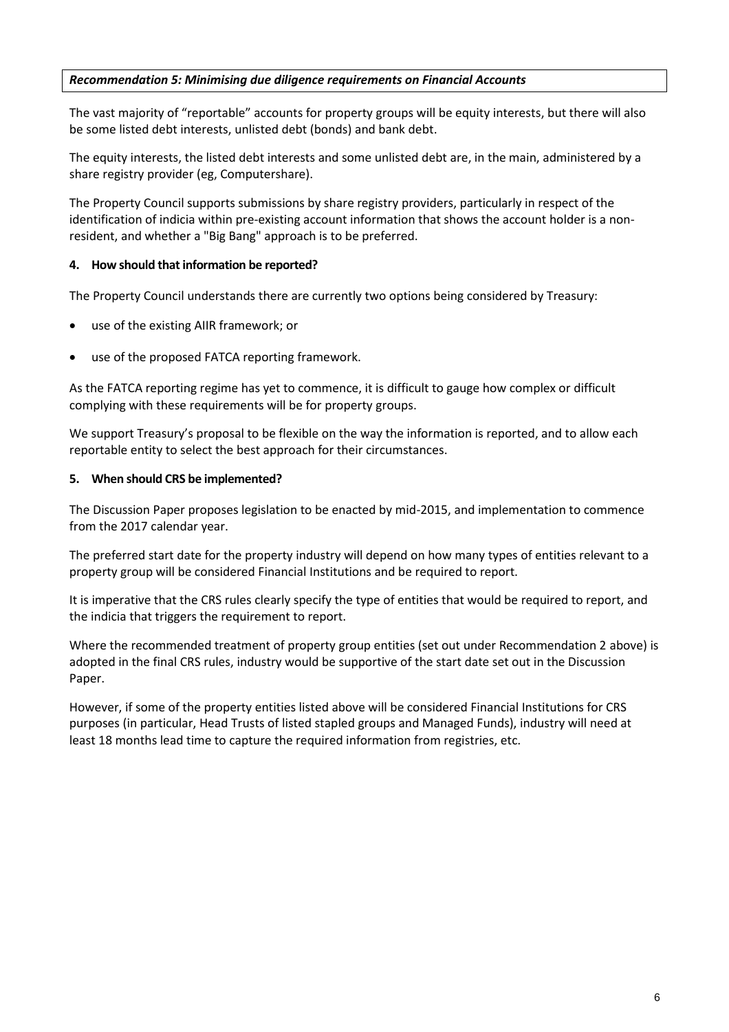***Recommendation 5: Minimising due diligence requirements on Financial Accounts***

The vast majority of “reportable” accounts for property groups will be equity interests, but there will also be some listed debt interests, unlisted debt (bonds) and bank debt.

The equity interests, the listed debt interests and some unlisted debt are, in the main, administered by a share registry provider (eg, Computershare).

The Property Council supports submissions by share registry providers, particularly in respect of the identification of indicia within pre-existing account information that shows the account holder is a non-resident, and whether a "Big Bang" approach is to be preferred.

**4. How should that information be reported?**

The Property Council understands there are currently two options being considered by Treasury:

- use of the existing AIIR framework; or
- use of the proposed FATCA reporting framework.

As the FATCA reporting regime has yet to commence, it is difficult to gauge how complex or difficult complying with these requirements will be for property groups.

We support Treasury’s proposal to be flexible on the way the information is reported, and to allow each reportable entity to select the best approach for their circumstances.

**5. When should CRS be implemented?**

The Discussion Paper proposes legislation to be enacted by mid-2015, and implementation to commence from the 2017 calendar year.

The preferred start date for the property industry will depend on how many types of entities relevant to a property group will be considered Financial Institutions and be required to report.

It is imperative that the CRS rules clearly specify the type of entities that would be required to report, and the indicia that triggers the requirement to report.

Where the recommended treatment of property group entities (set out under Recommendation 2 above) is adopted in the final CRS rules, industry would be supportive of the start date set out in the Discussion Paper.

However, if some of the property entities listed above will be considered Financial Institutions for CRS purposes (in particular, Head Trusts of listed stapled groups and Managed Funds), industry will need at least 18 months lead time to capture the required information from registries, etc.